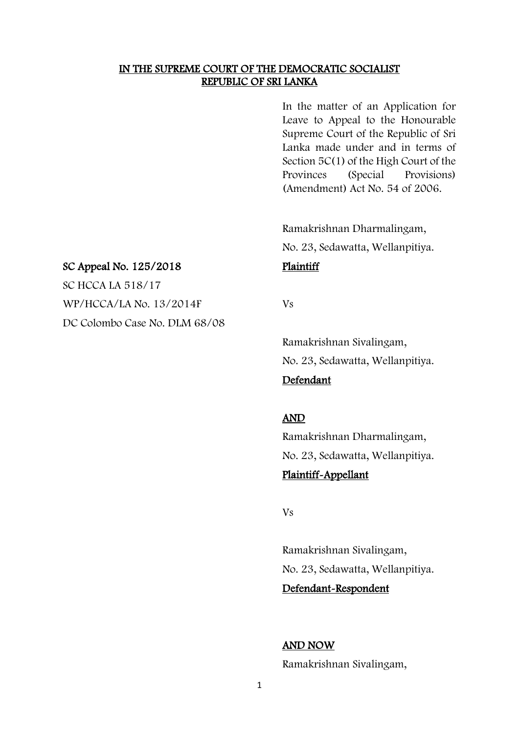**IN THE SUPREME COURT OF THE DEMOCRATIC SOCIALIST REPUBLIC OF SRI LANKA**

In the matter of an Application for Leave to Appeal to the Honourable Supreme Court of the Republic of Sri Lanka made under and in terms of Section 5C(1) of the High Court of the Provinces (Special Provisions) (Amendment) Act No. 54 of 2006.

**SC Appeal No. 125/2018**

SC HCCA LA 518/17

WP/HCCA/LA No. 13/2014F

DC Colombo Case No. DLM 68/08

Ramakrishnan Dharmalingam,
No. 23, Sedawatta, Wellanpitiya.

**Plaintiff**

Vs

Ramakrishnan Sivalingam,
No. 23, Sedawatta, Wellanpitiya.

**Defendant**

**AND**

Ramakrishnan Dharmalingam,
No. 23, Sedawatta, Wellanpitiya.

**Plaintiff-Appellant**

Vs

Ramakrishnan Sivalingam,
No. 23, Sedawatta, Wellanpitiya.

**Defendant-Respondent**

**AND NOW**

Ramakrishnan Sivalingam,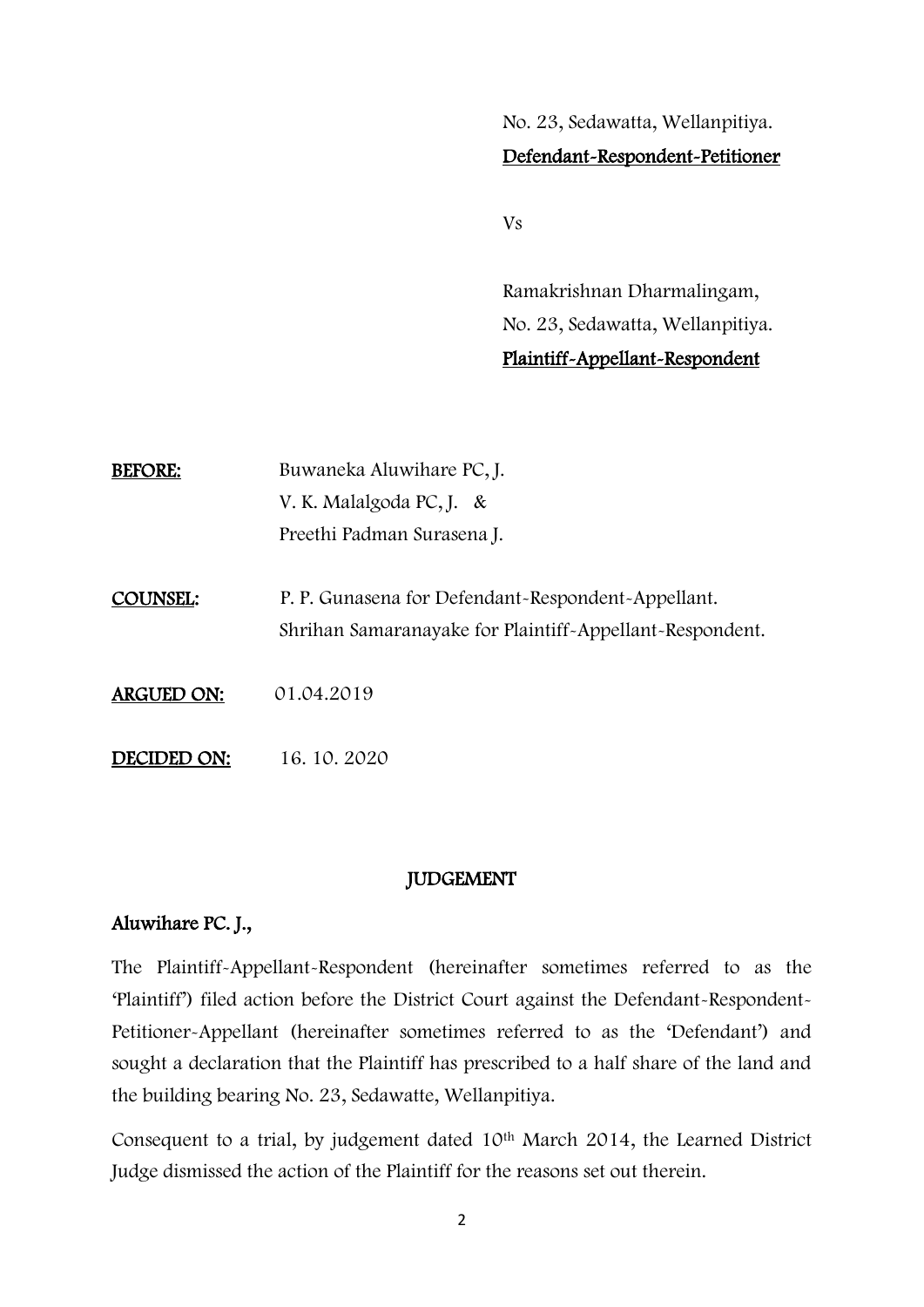No. 23, Sedawatta, Wellanpitiya.

**Defendant-Respondent-Petitioner**

Vs

Ramakrishnan Dharmalingam,
No. 23, Sedawatta, Wellanpitiya.

**Plaintiff-Appellant-Respondent**

**BEFORE:** Buwaneka Aluwihare PC, J.
V. K. Malalgoda PC, J. &
Preethi Padman Surasena J.

**COUNSEL:** P. P. Gunasena for Defendant-Respondent-Appellant.
Shrihan Samaranayake for Plaintiff-Appellant-Respondent.

**ARGUED ON:** 01.04.2019

**DECIDED ON:** 16. 10. 2020

## JUDGEMENT

**Aluwihare PC. J.,**

The Plaintiff-Appellant-Respondent (hereinafter sometimes referred to as the 'Plaintiff') filed action before the District Court against the Defendant-Respondent-Petitioner-Appellant (hereinafter sometimes referred to as the 'Defendant') and sought a declaration that the Plaintiff has prescribed to a half share of the land and the building bearing No. 23, Sedawatte, Wellanpitiya.

Consequent to a trial, by judgement dated 10th March 2014, the Learned District Judge dismissed the action of the Plaintiff for the reasons set out therein.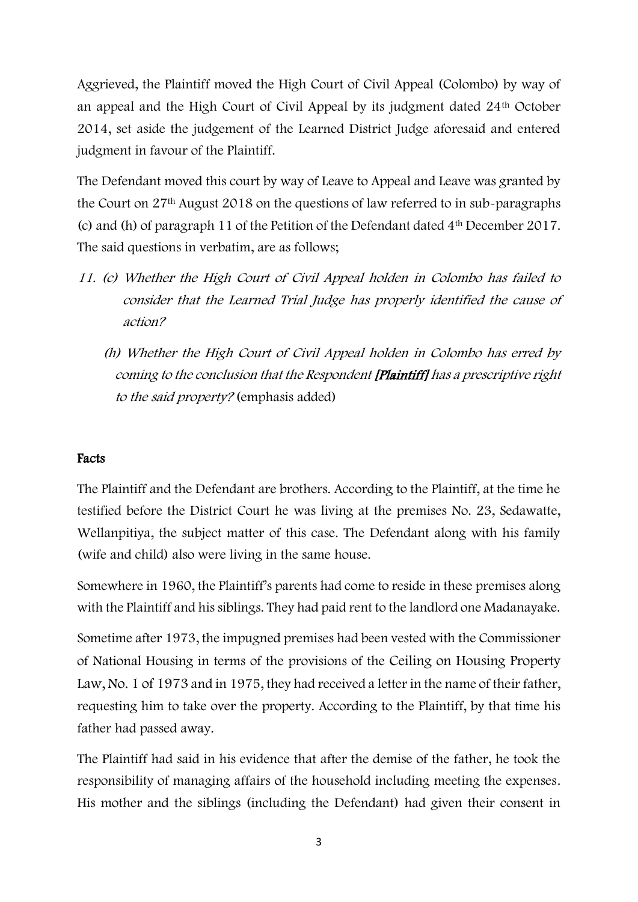Aggrieved, the Plaintiff moved the High Court of Civil Appeal (Colombo) by way of an appeal and the High Court of Civil Appeal by its judgment dated 24th October 2014, set aside the judgement of the Learned District Judge aforesaid and entered judgment in favour of the Plaintiff.

The Defendant moved this court by way of Leave to Appeal and Leave was granted by the Court on 27th August 2018 on the questions of law referred to in sub-paragraphs (c) and (h) of paragraph 11 of the Petition of the Defendant dated 4th December 2017. The said questions in verbatim, are as follows;

*11. (c) Whether the High Court of Civil Appeal holden in Colombo has failed to consider that the Learned Trial Judge has properly identified the cause of action?*

*(h) Whether the High Court of Civil Appeal holden in Colombo has erred by coming to the conclusion that the Respondent **[Plaintiff]** has a prescriptive right to the said property?* (emphasis added)

## Facts

The Plaintiff and the Defendant are brothers. According to the Plaintiff, at the time he testified before the District Court he was living at the premises No. 23, Sedawatte, Wellanpitiya, the subject matter of this case. The Defendant along with his family (wife and child) also were living in the same house.

Somewhere in 1960, the Plaintiff's parents had come to reside in these premises along with the Plaintiff and his siblings. They had paid rent to the landlord one Madanayake.

Sometime after 1973, the impugned premises had been vested with the Commissioner of National Housing in terms of the provisions of the Ceiling on Housing Property Law, No. 1 of 1973 and in 1975, they had received a letter in the name of their father, requesting him to take over the property. According to the Plaintiff, by that time his father had passed away.

The Plaintiff had said in his evidence that after the demise of the father, he took the responsibility of managing affairs of the household including meeting the expenses. His mother and the siblings (including the Defendant) had given their consent in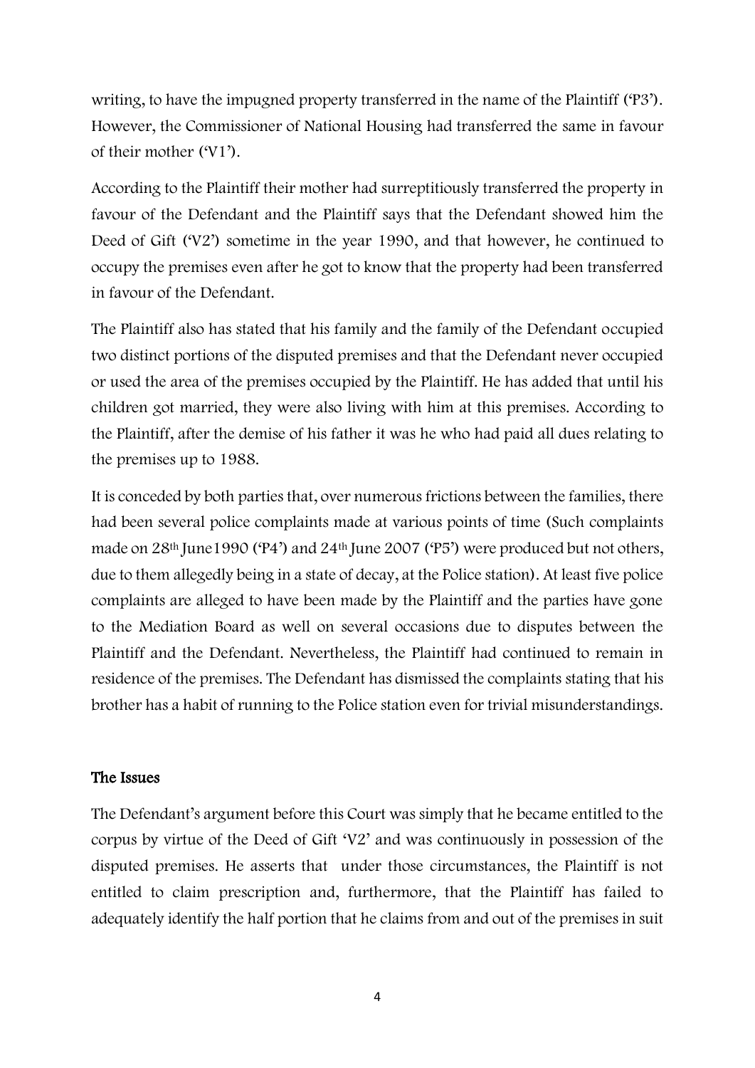writing, to have the impugned property transferred in the name of the Plaintiff ('P3'). However, the Commissioner of National Housing had transferred the same in favour of their mother ('V1').

According to the Plaintiff their mother had surreptitiously transferred the property in favour of the Defendant and the Plaintiff says that the Defendant showed him the Deed of Gift ('V2') sometime in the year 1990, and that however, he continued to occupy the premises even after he got to know that the property had been transferred in favour of the Defendant.

The Plaintiff also has stated that his family and the family of the Defendant occupied two distinct portions of the disputed premises and that the Defendant never occupied or used the area of the premises occupied by the Plaintiff. He has added that until his children got married, they were also living with him at this premises. According to the Plaintiff, after the demise of his father it was he who had paid all dues relating to the premises up to 1988.

It is conceded by both parties that, over numerous frictions between the families, there had been several police complaints made at various points of time (Such complaints made on 28th June1990 ('P4') and 24th June 2007 ('P5') were produced but not others, due to them allegedly being in a state of decay, at the Police station). At least five police complaints are alleged to have been made by the Plaintiff and the parties have gone to the Mediation Board as well on several occasions due to disputes between the Plaintiff and the Defendant. Nevertheless, the Plaintiff had continued to remain in residence of the premises. The Defendant has dismissed the complaints stating that his brother has a habit of running to the Police station even for trivial misunderstandings.

## The Issues

The Defendant's argument before this Court was simply that he became entitled to the corpus by virtue of the Deed of Gift 'V2' and was continuously in possession of the disputed premises. He asserts that under those circumstances, the Plaintiff is not entitled to claim prescription and, furthermore, that the Plaintiff has failed to adequately identify the half portion that he claims from and out of the premises in suit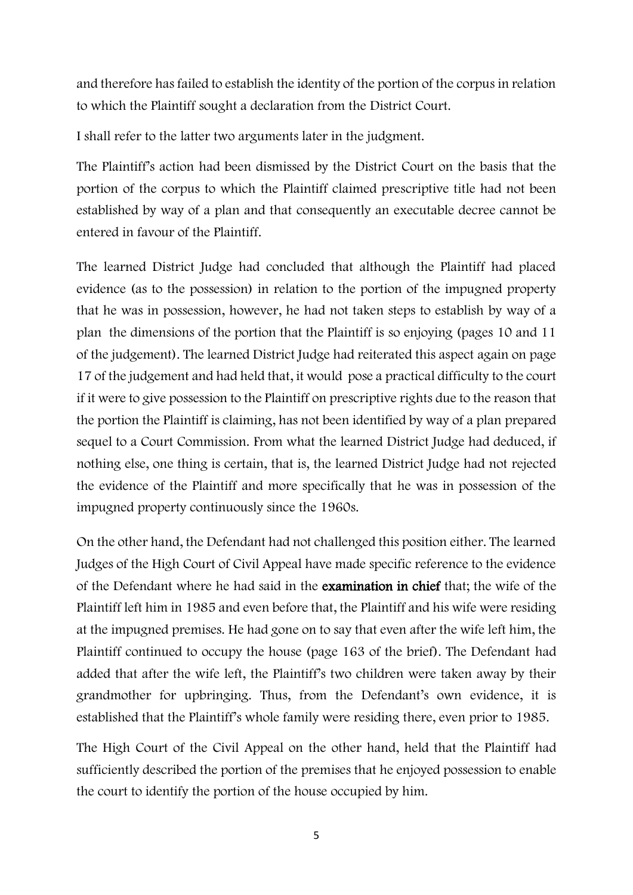and therefore has failed to establish the identity of the portion of the corpus in relation to which the Plaintiff sought a declaration from the District Court.

I shall refer to the latter two arguments later in the judgment.

The Plaintiff's action had been dismissed by the District Court on the basis that the portion of the corpus to which the Plaintiff claimed prescriptive title had not been established by way of a plan and that consequently an executable decree cannot be entered in favour of the Plaintiff.

The learned District Judge had concluded that although the Plaintiff had placed evidence (as to the possession) in relation to the portion of the impugned property that he was in possession, however, he had not taken steps to establish by way of a plan the dimensions of the portion that the Plaintiff is so enjoying (pages 10 and 11 of the judgement). The learned District Judge had reiterated this aspect again on page 17 of the judgement and had held that, it would pose a practical difficulty to the court if it were to give possession to the Plaintiff on prescriptive rights due to the reason that the portion the Plaintiff is claiming, has not been identified by way of a plan prepared sequel to a Court Commission. From what the learned District Judge had deduced, if nothing else, one thing is certain, that is, the learned District Judge had not rejected the evidence of the Plaintiff and more specifically that he was in possession of the impugned property continuously since the 1960s.

On the other hand, the Defendant had not challenged this position either. The learned Judges of the High Court of Civil Appeal have made specific reference to the evidence of the Defendant where he had said in the **examination in chief** that; the wife of the Plaintiff left him in 1985 and even before that, the Plaintiff and his wife were residing at the impugned premises. He had gone on to say that even after the wife left him, the Plaintiff continued to occupy the house (page 163 of the brief). The Defendant had added that after the wife left, the Plaintiff's two children were taken away by their grandmother for upbringing. Thus, from the Defendant's own evidence, it is established that the Plaintiff's whole family were residing there, even prior to 1985.

The High Court of the Civil Appeal on the other hand, held that the Plaintiff had sufficiently described the portion of the premises that he enjoyed possession to enable the court to identify the portion of the house occupied by him.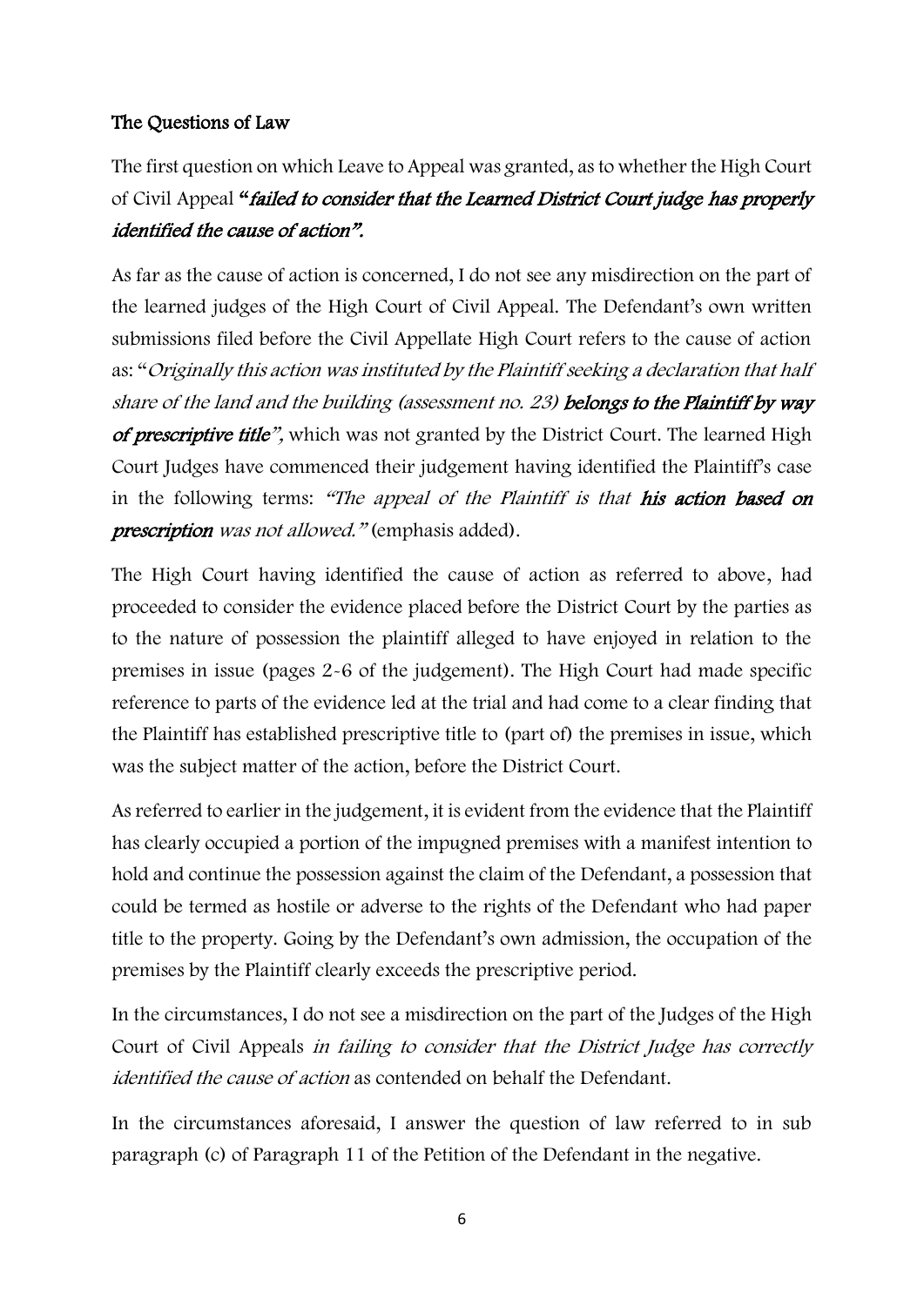## The Questions of Law

The first question on which Leave to Appeal was granted, as to whether the High Court of Civil Appeal ***"failed to consider that the Learned District Court judge has properly identified the cause of action".***

As far as the cause of action is concerned, I do not see any misdirection on the part of the learned judges of the High Court of Civil Appeal. The Defendant's own written submissions filed before the Civil Appellate High Court refers to the cause of action as: "*Originally this action was instituted by the Plaintiff seeking a declaration that half share of the land and the building (assessment no. 23)* ***belongs to the Plaintiff by way of prescriptive title****"*, which was not granted by the District Court. The learned High Court Judges have commenced their judgement having identified the Plaintiff's case in the following terms: *"The appeal of the Plaintiff is that* ***his action based on prescription*** *was not allowed."* (emphasis added).

The High Court having identified the cause of action as referred to above, had proceeded to consider the evidence placed before the District Court by the parties as to the nature of possession the plaintiff alleged to have enjoyed in relation to the premises in issue (pages 2-6 of the judgement). The High Court had made specific reference to parts of the evidence led at the trial and had come to a clear finding that the Plaintiff has established prescriptive title to (part of) the premises in issue, which was the subject matter of the action, before the District Court.

As referred to earlier in the judgement, it is evident from the evidence that the Plaintiff has clearly occupied a portion of the impugned premises with a manifest intention to hold and continue the possession against the claim of the Defendant, a possession that could be termed as hostile or adverse to the rights of the Defendant who had paper title to the property. Going by the Defendant's own admission, the occupation of the premises by the Plaintiff clearly exceeds the prescriptive period.

In the circumstances, I do not see a misdirection on the part of the Judges of the High Court of Civil Appeals *in failing to consider that the District Judge has correctly identified the cause of action* as contended on behalf the Defendant.

In the circumstances aforesaid, I answer the question of law referred to in sub paragraph (c) of Paragraph 11 of the Petition of the Defendant in the negative.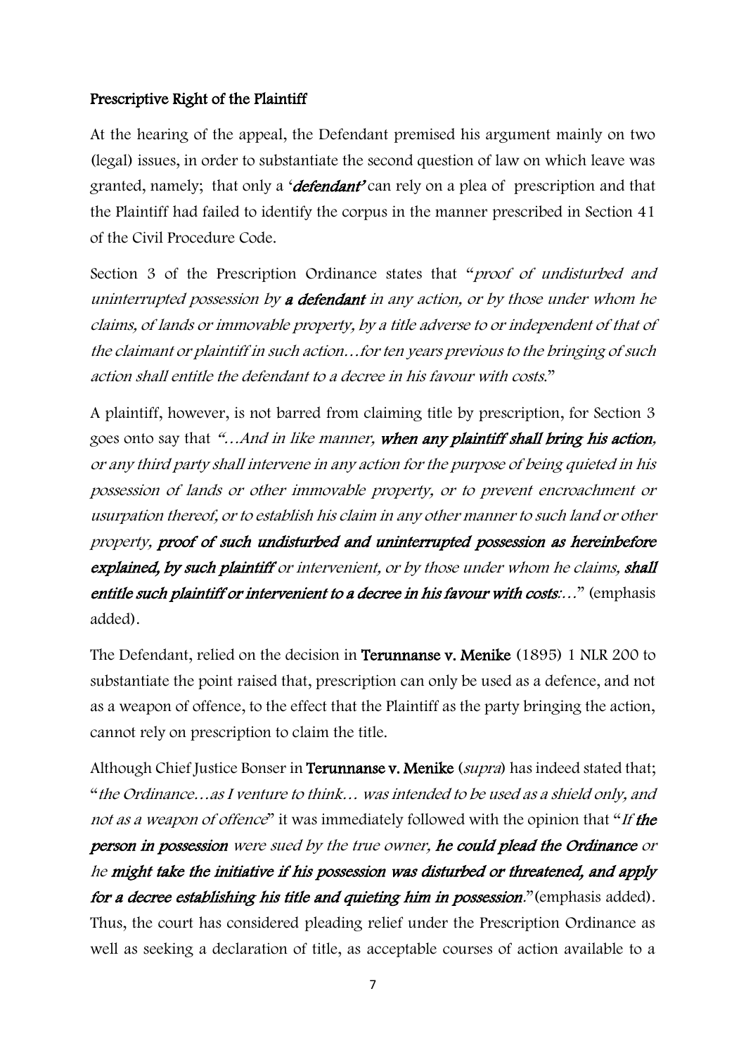## Prescriptive Right of the Plaintiff

At the hearing of the appeal, the Defendant premised his argument mainly on two (legal) issues, in order to substantiate the second question of law on which leave was granted, namely; that only a '***defendant'*** can rely on a plea of prescription and that the Plaintiff had failed to identify the corpus in the manner prescribed in Section 41 of the Civil Procedure Code.

Section 3 of the Prescription Ordinance states that "*proof of undisturbed and uninterrupted possession by **a defendant** in any action, or by those under whom he claims, of lands or immovable property, by a title adverse to or independent of that of the claimant or plaintiff in such action…for ten years previous to the bringing of such action shall entitle the defendant to a decree in his favour with costs.*"

A plaintiff, however, is not barred from claiming title by prescription, for Section 3 goes onto say that *"…And in like manner, **when any plaintiff shall bring his action**, or any third party shall intervene in any action for the purpose of being quieted in his possession of lands or other immovable property, or to prevent encroachment or usurpation thereof, or to establish his claim in any other manner to such land or other property, **proof of such undisturbed and uninterrupted possession as hereinbefore explained, by such plaintiff** or intervenient, or by those under whom he claims, **shall entitle such plaintiff or intervenient to a decree in his favour with costs**:…*" (emphasis added).

The Defendant, relied on the decision in **Terunnanse v. Menike** (1895) 1 NLR 200 to substantiate the point raised that, prescription can only be used as a defence, and not as a weapon of offence, to the effect that the Plaintiff as the party bringing the action, cannot rely on prescription to claim the title.

Although Chief Justice Bonser in **Terunnanse v. Menike** (*supra*) has indeed stated that; "*the Ordinance…as I venture to think… was intended to be used as a shield only, and not as a weapon of offence*" it was immediately followed with the opinion that "*If **the person in possession** were sued by the true owner, **he could plead the Ordinance** or he **might take the initiative if his possession was disturbed or threatened, and apply for a decree establishing his title and quieting him in possession**.*" (emphasis added). Thus, the court has considered pleading relief under the Prescription Ordinance as well as seeking a declaration of title, as acceptable courses of action available to a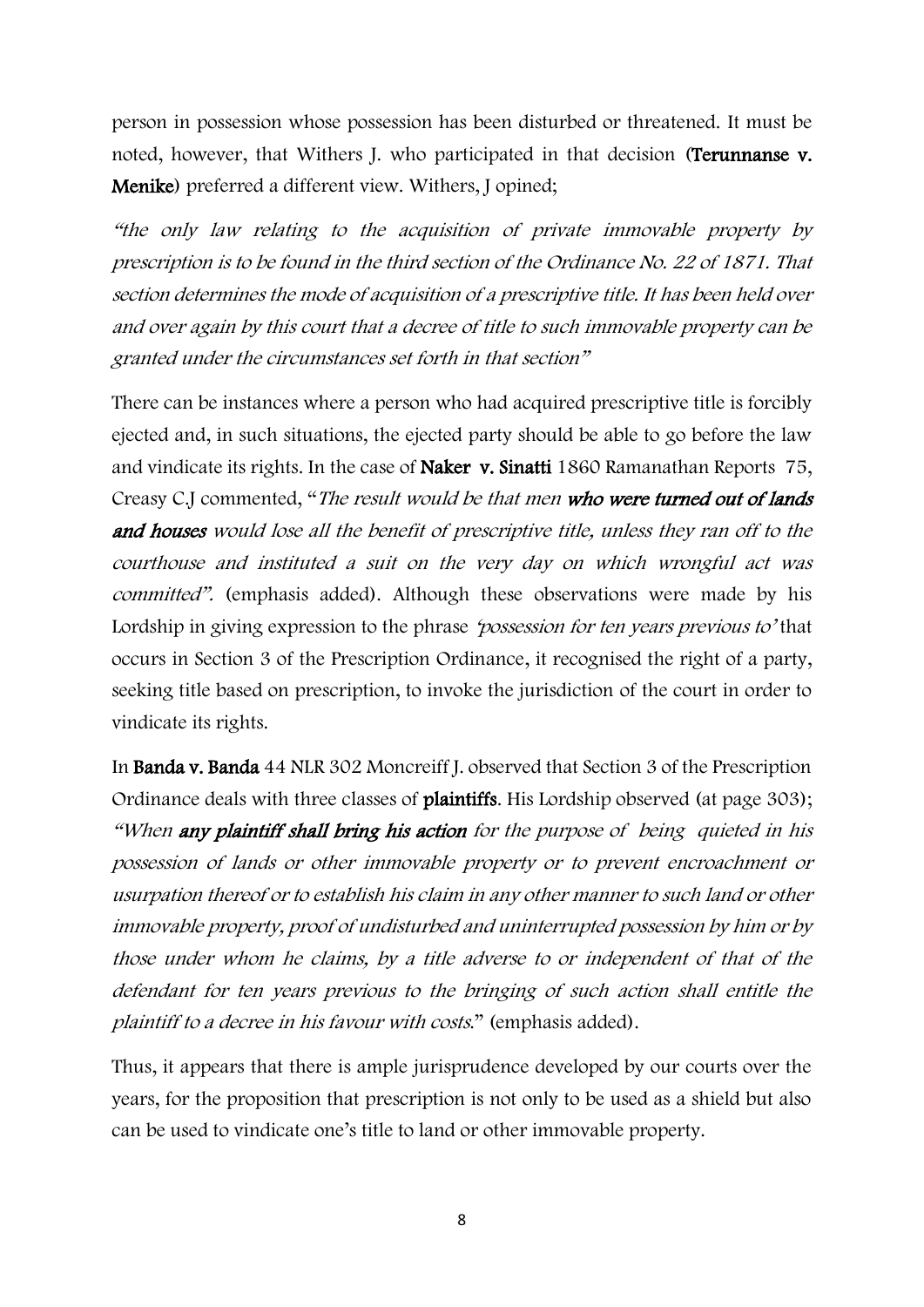person in possession whose possession has been disturbed or threatened. It must be noted, however, that Withers J. who participated in that decision (**Terunnanse v. Menike**) preferred a different view. Withers, J opined;

*"the only law relating to the acquisition of private immovable property by prescription is to be found in the third section of the Ordinance No. 22 of 1871. That section determines the mode of acquisition of a prescriptive title. It has been held over and over again by this court that a decree of title to such immovable property can be granted under the circumstances set forth in that section"*

There can be instances where a person who had acquired prescriptive title is forcibly ejected and, in such situations, the ejected party should be able to go before the law and vindicate its rights. In the case of **Naker v. Sinatti** 1860 Ramanathan Reports 75, Creasy C.J commented, "*The result would be that men* ***who were turned out of lands and houses*** *would lose all the benefit of prescriptive title, unless they ran off to the courthouse and instituted a suit on the very day on which wrongful act was committed".* (emphasis added). Although these observations were made by his Lordship in giving expression to the phrase *'possession for ten years previous to'* that occurs in Section 3 of the Prescription Ordinance, it recognised the right of a party, seeking title based on prescription, to invoke the jurisdiction of the court in order to vindicate its rights.

In **Banda v. Banda** 44 NLR 302 Moncreiff J. observed that Section 3 of the Prescription Ordinance deals with three classes of **plaintiffs**. His Lordship observed (at page 303); *"When* ***any plaintiff shall bring his action*** *for the purpose of being quieted in his possession of lands or other immovable property or to prevent encroachment or usurpation thereof or to establish his claim in any other manner to such land or other immovable property, proof of undisturbed and uninterrupted possession by him or by those under whom he claims, by a title adverse to or independent of that of the defendant for ten years previous to the bringing of such action shall entitle the plaintiff to a decree in his favour with costs."* (emphasis added).

Thus, it appears that there is ample jurisprudence developed by our courts over the years, for the proposition that prescription is not only to be used as a shield but also can be used to vindicate one's title to land or other immovable property.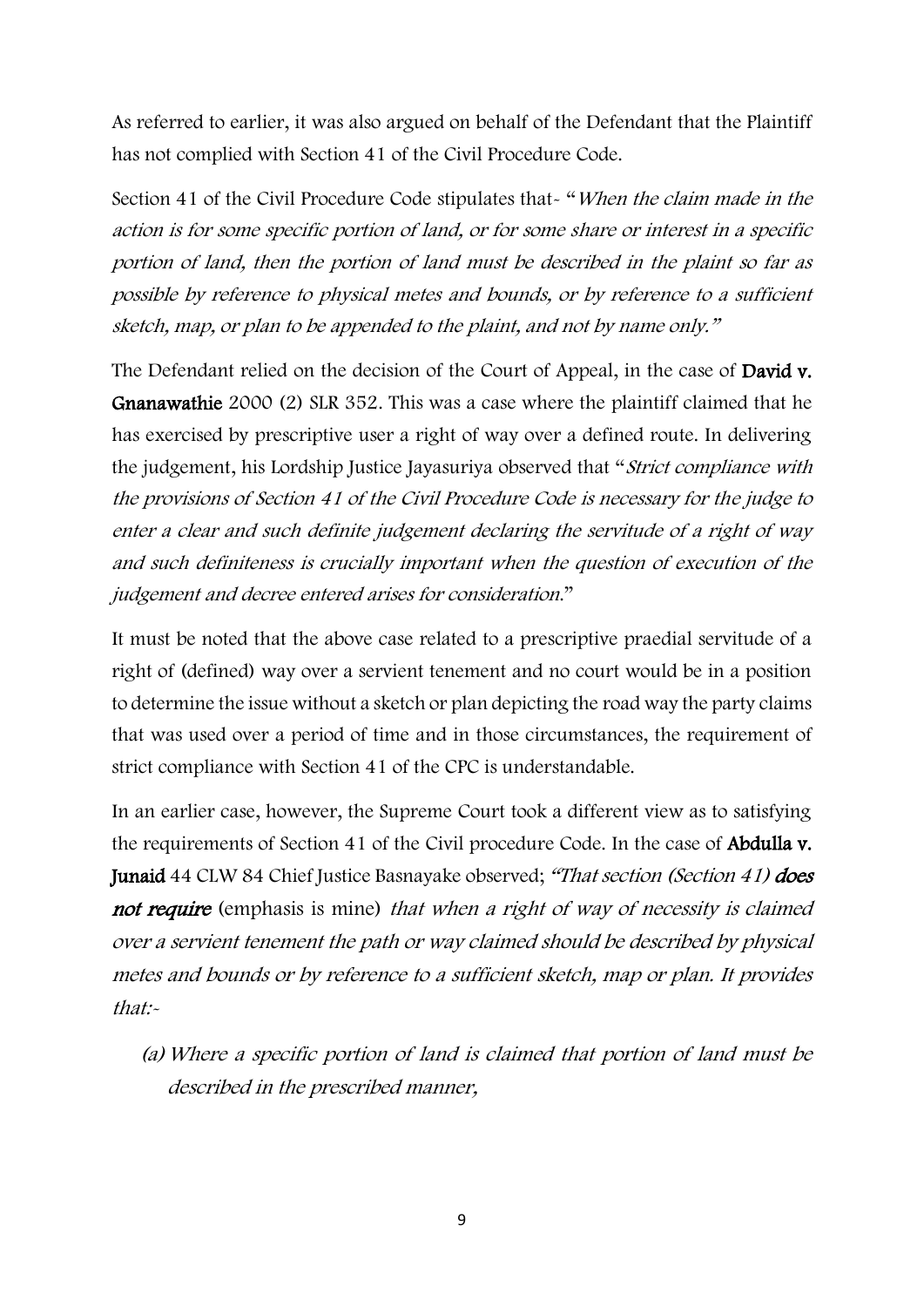As referred to earlier, it was also argued on behalf of the Defendant that the Plaintiff has not complied with Section 41 of the Civil Procedure Code.

Section 41 of the Civil Procedure Code stipulates that- "*When the claim made in the action is for some specific portion of land, or for some share or interest in a specific portion of land, then the portion of land must be described in the plaint so far as possible by reference to physical metes and bounds, or by reference to a sufficient sketch, map, or plan to be appended to the plaint, and not by name only.*"

The Defendant relied on the decision of the Court of Appeal, in the case of **David v. Gnanawathie** 2000 (2) SLR 352. This was a case where the plaintiff claimed that he has exercised by prescriptive user a right of way over a defined route. In delivering the judgement, his Lordship Justice Jayasuriya observed that "*Strict compliance with the provisions of Section 41 of the Civil Procedure Code is necessary for the judge to enter a clear and such definite judgement declaring the servitude of a right of way and such definiteness is crucially important when the question of execution of the judgement and decree entered arises for consideration.*"

It must be noted that the above case related to a prescriptive praedial servitude of a right of (defined) way over a servient tenement and no court would be in a position to determine the issue without a sketch or plan depicting the road way the party claims that was used over a period of time and in those circumstances, the requirement of strict compliance with Section 41 of the CPC is understandable.

In an earlier case, however, the Supreme Court took a different view as to satisfying the requirements of Section 41 of the Civil procedure Code. In the case of **Abdulla v. Junaid** 44 CLW 84 Chief Justice Basnayake observed; *"That section (Section 41)* ***does not require*** (emphasis is mine) *that when a right of way of necessity is claimed over a servient tenement the path or way claimed should be described by physical metes and bounds or by reference to a sufficient sketch, map or plan. It provides that:-*

*(a) Where a specific portion of land is claimed that portion of land must be described in the prescribed manner,*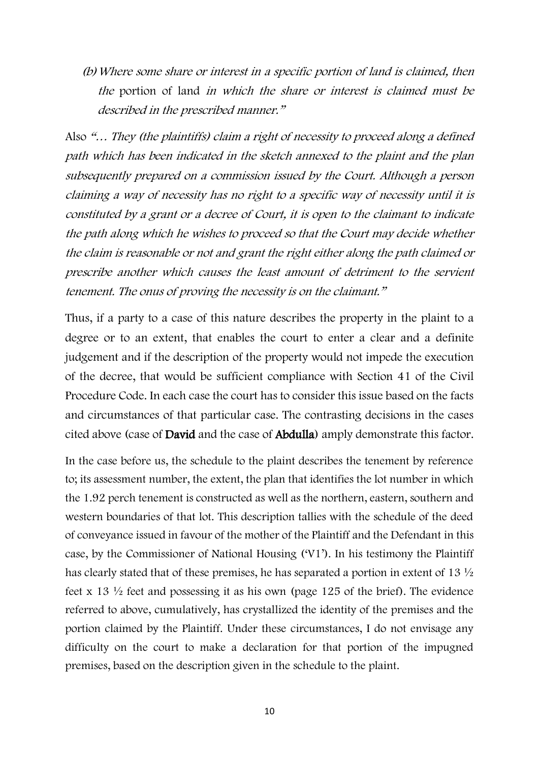*(b) Where some share or interest in a specific portion of land is claimed, then the* portion of land *in which the share or interest is claimed must be described in the prescribed manner."*

Also *"… They (the plaintiffs) claim a right of necessity to proceed along a defined path which has been indicated in the sketch annexed to the plaint and the plan subsequently prepared on a commission issued by the Court. Although a person claiming a way of necessity has no right to a specific way of necessity until it is constituted by a grant or a decree of Court, it is open to the claimant to indicate the path along which he wishes to proceed so that the Court may decide whether the claim is reasonable or not and grant the right either along the path claimed or prescribe another which causes the least amount of detriment to the servient tenement. The onus of proving the necessity is on the claimant."*

Thus, if a party to a case of this nature describes the property in the plaint to a degree or to an extent, that enables the court to enter a clear and a definite judgement and if the description of the property would not impede the execution of the decree, that would be sufficient compliance with Section 41 of the Civil Procedure Code. In each case the court has to consider this issue based on the facts and circumstances of that particular case. The contrasting decisions in the cases cited above (case of **David** and the case of **Abdulla**) amply demonstrate this factor.

In the case before us, the schedule to the plaint describes the tenement by reference to; its assessment number, the extent, the plan that identifies the lot number in which the 1.92 perch tenement is constructed as well as the northern, eastern, southern and western boundaries of that lot. This description tallies with the schedule of the deed of conveyance issued in favour of the mother of the Plaintiff and the Defendant in this case, by the Commissioner of National Housing ('V1'). In his testimony the Plaintiff has clearly stated that of these premises, he has separated a portion in extent of 13 ½ feet x 13 ½ feet and possessing it as his own (page 125 of the brief). The evidence referred to above, cumulatively, has crystallized the identity of the premises and the portion claimed by the Plaintiff. Under these circumstances, I do not envisage any difficulty on the court to make a declaration for that portion of the impugned premises, based on the description given in the schedule to the plaint.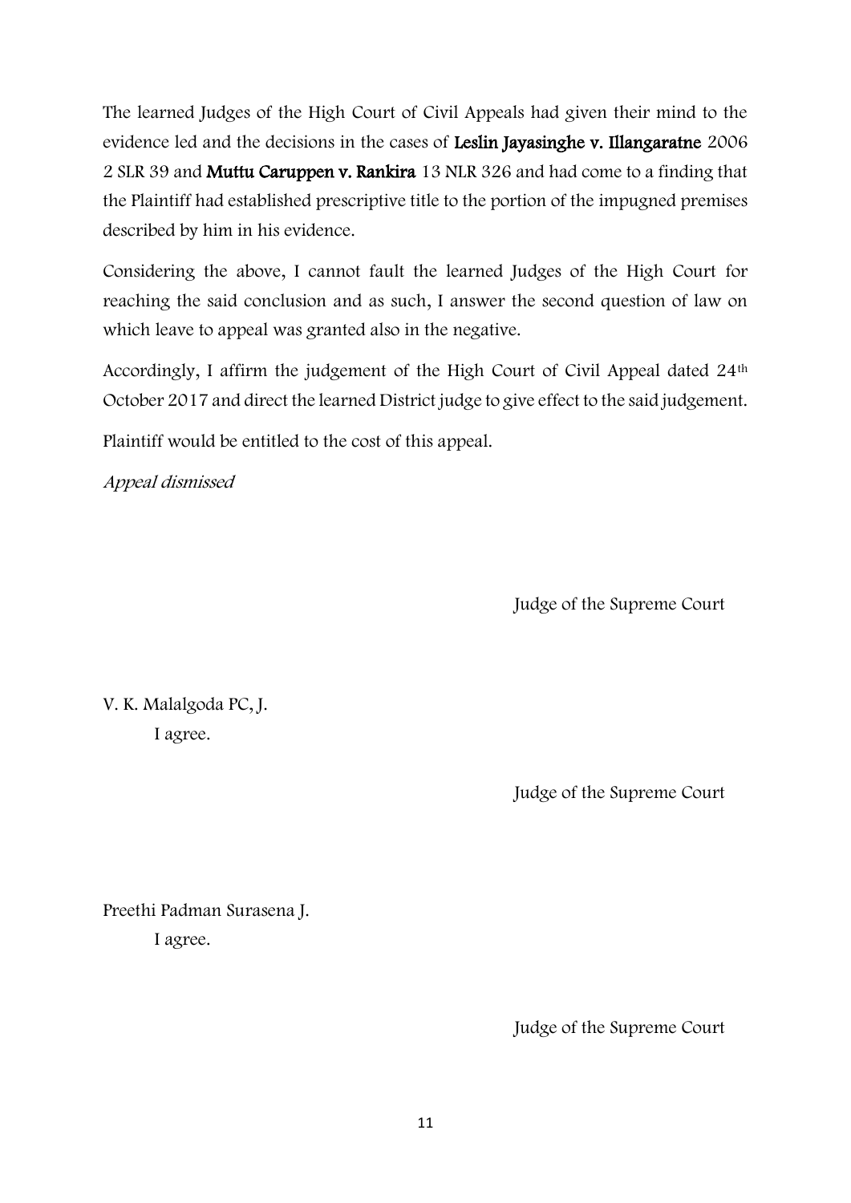The learned Judges of the High Court of Civil Appeals had given their mind to the evidence led and the decisions in the cases of **Leslin Jayasinghe v. Illangaratne** 2006 2 SLR 39 and **Muttu Caruppen v. Rankira** 13 NLR 326 and had come to a finding that the Plaintiff had established prescriptive title to the portion of the impugned premises described by him in his evidence.

Considering the above, I cannot fault the learned Judges of the High Court for reaching the said conclusion and as such, I answer the second question of law on which leave to appeal was granted also in the negative.

Accordingly, I affirm the judgement of the High Court of Civil Appeal dated 24th October 2017 and direct the learned District judge to give effect to the said judgement.

Plaintiff would be entitled to the cost of this appeal.

*Appeal dismissed*

Judge of the Supreme Court

V. K. Malalgoda PC, J.

I agree.

Judge of the Supreme Court

Preethi Padman Surasena J.

I agree.

Judge of the Supreme Court